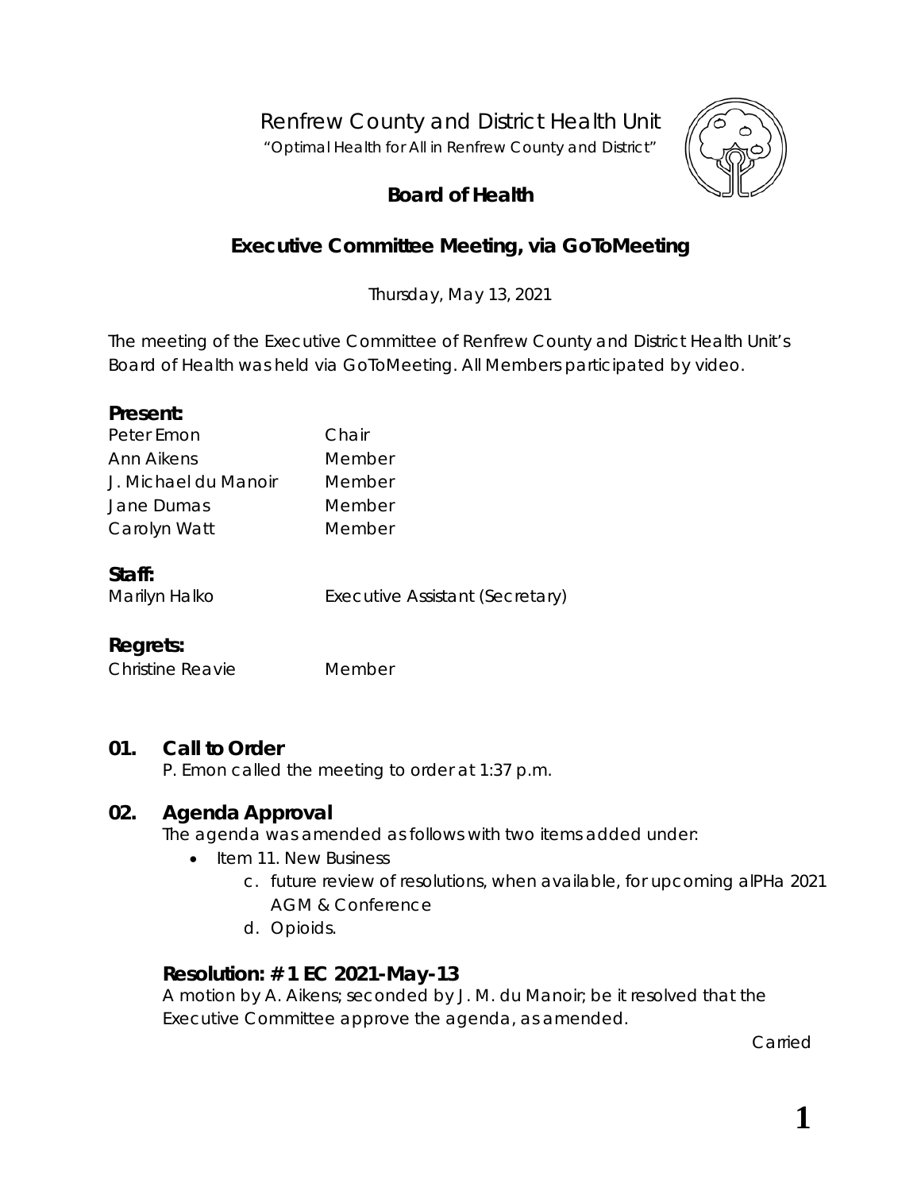# Renfrew County and District Health Unit

"Optimal Health for All in Renfrew County and District"

## Board of Health

## Executive Committee Meeting, via GoToMeeting

Thursday, May 13, 2021

The meeting of the Executive Committee of Renfrew County and District Health Unit's Board of Health was held via GoToMeeting. All Members participated by video.

### Present:

| | |
|---|---|
| Peter Emon | Chair |
| Ann Aikens | Member |
| J. Michael du Manoir | Member |
| Jane Dumas | Member |
| Carolyn Watt | Member |

### Staff:

| | |
|---|---|
| Marilyn Halko | Executive Assistant (Secretary) |

### Regrets:

| | |
|---|---|
| Christine Reavie | Member |

### 01. Call to Order

P. Emon called the meeting to order at 1:37 p.m.

### 02. Agenda Approval

The agenda was amended as follows with two items added under:

- Item 11. New Business
  - c. future review of resolutions, when available, for upcoming alPHa 2021 AGM & Conference
  - d. Opioids.

### Resolution: # 1 EC 2021-May-13

A motion by A. Aikens; seconded by J. M. du Manoir; be it resolved that the Executive Committee approve the agenda, as amended.

Carried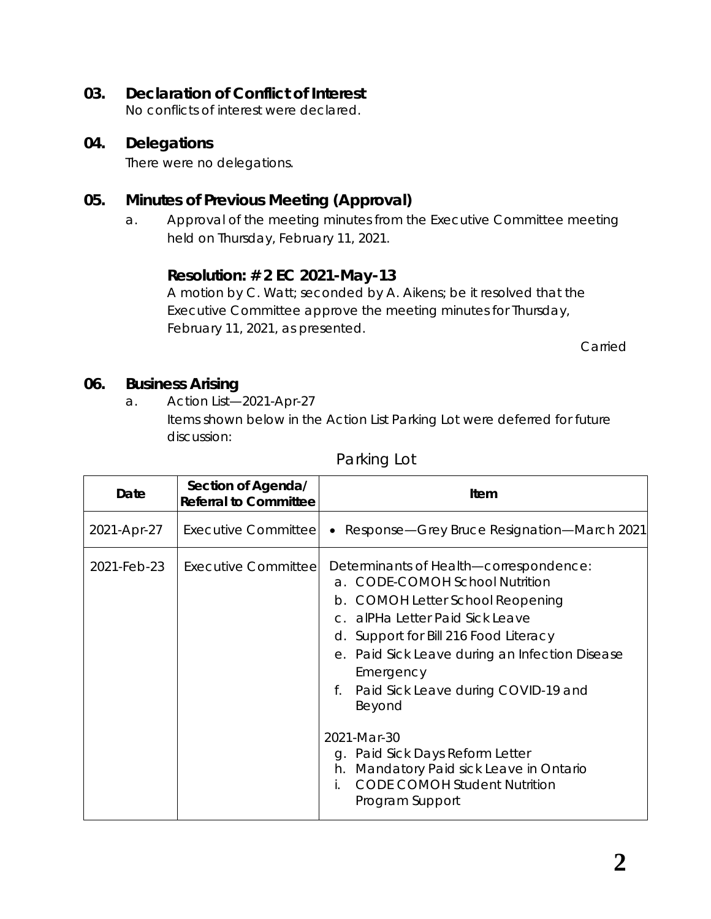## 03. Declaration of Conflict of Interest

No conflicts of interest were declared.

## 04. Delegations

There were no delegations.

## 05. Minutes of Previous Meeting (Approval)

a. Approval of the meeting minutes from the Executive Committee meeting held on Thursday, February 11, 2021.

### Resolution: # 2 EC 2021-May-13

A motion by C. Watt; seconded by A. Aikens; be it resolved that the Executive Committee approve the meeting minutes for Thursday, February 11, 2021, as presented.

Carried

## 06. Business Arising

a. Action List—2021-Apr-27

Items shown below in the Action List Parking Lot were deferred for future discussion:

Parking Lot

| Date | Section of Agenda/ Referral to Committee | Item |
|---|---|---|
| 2021-Apr-27 | Executive Committee | • Response—Grey Bruce Resignation—March 2021 |
| 2021-Feb-23 | Executive Committee | Determinants of Health—correspondence:<br>a. CODE-COMOH School Nutrition<br>b. COMOH Letter School Reopening<br>c. alPHa Letter Paid Sick Leave<br>d. Support for Bill 216 Food Literacy<br>e. Paid Sick Leave during an Infection Disease Emergency<br>f. Paid Sick Leave during COVID-19 and Beyond<br><br>2021-Mar-30<br>g. Paid Sick Days Reform Letter<br>h. Mandatory Paid sick Leave in Ontario<br>i. CODE COMOH Student Nutrition Program Support |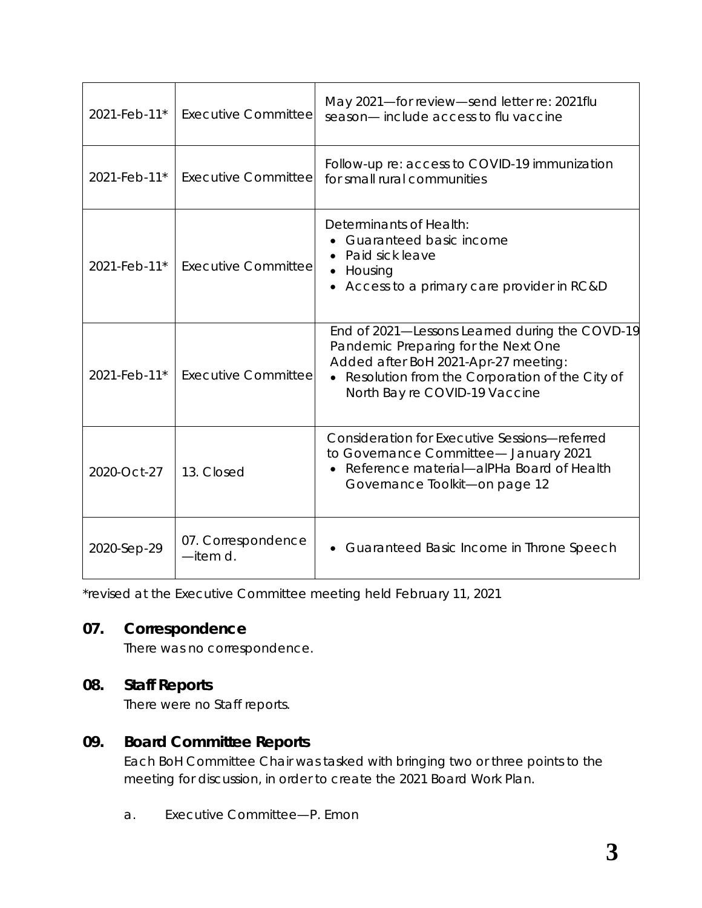| | | |
|---|---|---|
| 2021-Feb-11* | Executive Committee | May 2021—for review—send letter re: 2021flu season— include access to flu vaccine |
| 2021-Feb-11* | Executive Committee | Follow-up re: access to COVID-19 immunization for small rural communities |
| 2021-Feb-11* | Executive Committee | Determinants of Health:<br>• Guaranteed basic income<br>• Paid sick leave<br>• Housing<br>• Access to a primary care provider in RC&D |
| 2021-Feb-11* | Executive Committee | End of 2021—Lessons Learned during the COVD-19 Pandemic Preparing for the Next One<br>Added after BoH 2021-Apr-27 meeting:<br>• Resolution from the Corporation of the City of North Bay re COVID-19 Vaccine |
| 2020-Oct-27 | 13. Closed | Consideration for Executive Sessions—referred to Governance Committee— January 2021<br>• Reference material—alPHa Board of Health Governance Toolkit—on page 12 |
| 2020-Sep-29 | 07. Correspondence —item d. | • Guaranteed Basic Income in Throne Speech |

*revised at the Executive Committee meeting held February 11, 2021

## 07. Correspondence

There was no correspondence.

## 08. Staff Reports

There were no Staff reports.

## 09. Board Committee Reports

Each BoH Committee Chair was tasked with bringing two or three points to the meeting for discussion, in order to create the 2021 Board Work Plan.

a. Executive Committee—P. Emon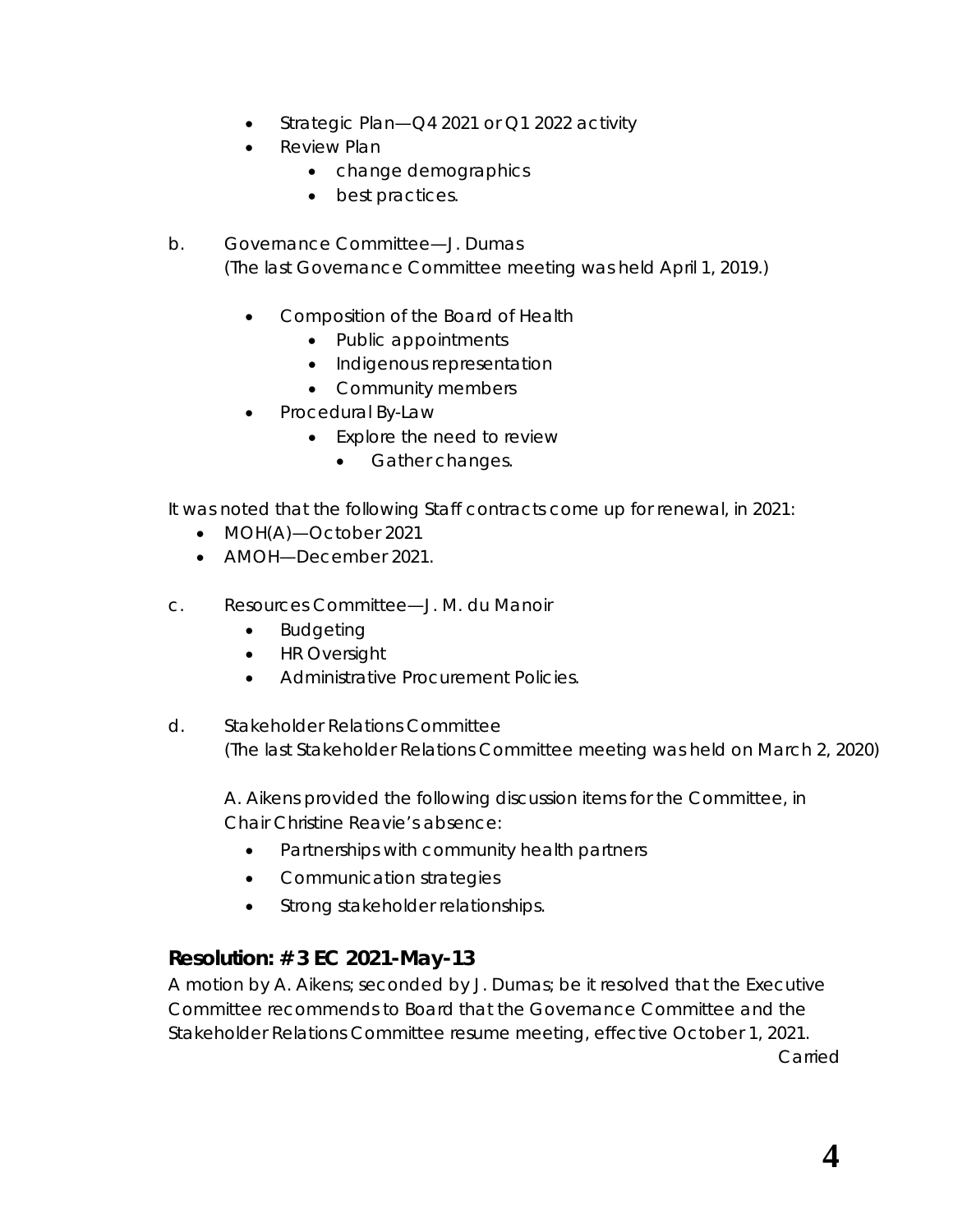- Strategic Plan—Q4 2021 or Q1 2022 activity
- Review Plan
    - change demographics
    - best practices.

b. Governance Committee—J. Dumas
(The last Governance Committee meeting was held April 1, 2019.)

- Composition of the Board of Health
    - Public appointments
    - Indigenous representation
    - Community members
- Procedural By-Law
    - Explore the need to review
        - Gather changes.

It was noted that the following Staff contracts come up for renewal, in 2021:

- MOH(A)—October 2021
- AMOH—December 2021.

c. Resources Committee—J. M. du Manoir

- Budgeting
- HR Oversight
- Administrative Procurement Policies.

d. Stakeholder Relations Committee
(The last Stakeholder Relations Committee meeting was held on March 2, 2020)

A. Aikens provided the following discussion items for the Committee, in Chair Christine Reavie's absence:

- Partnerships with community health partners
- Communication strategies
- Strong stakeholder relationships.

### Resolution: # 3 EC 2021-May-13

A motion by A. Aikens; seconded by J. Dumas; be it resolved that the Executive Committee recommends to Board that the Governance Committee and the Stakeholder Relations Committee resume meeting, effective October 1, 2021.

Carried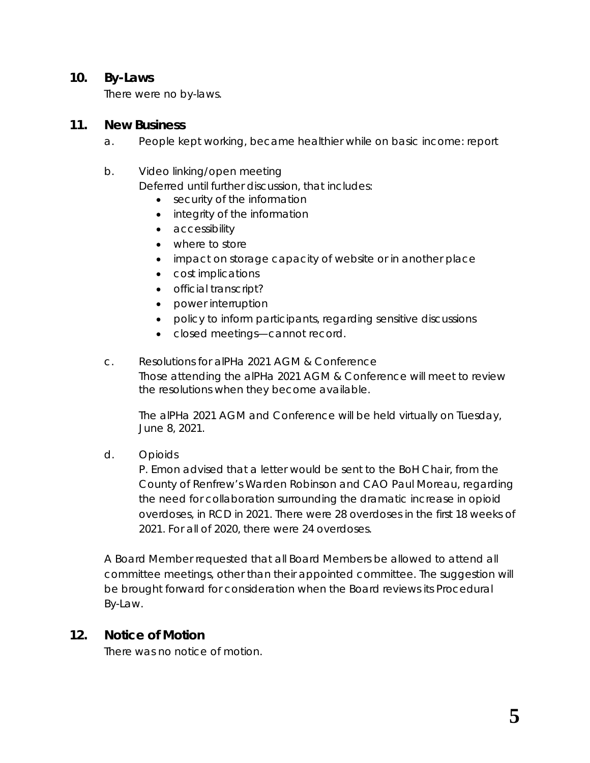## 10. By-Laws

There were no by-laws.

## 11. New Business

a. People kept working, became healthier while on basic income: report

b. Video linking/open meeting
   Deferred until further discussion, that includes:
   - security of the information
   - integrity of the information
   - accessibility
   - where to store
   - impact on storage capacity of website or in another place
   - cost implications
   - official transcript?
   - power interruption
   - policy to inform participants, regarding sensitive discussions
   - closed meetings—cannot record.

c. Resolutions for alPHa 2021 AGM & Conference
   Those attending the alPHa 2021 AGM & Conference will meet to review the resolutions when they become available.

   The alPHa 2021 AGM and Conference will be held virtually on Tuesday, June 8, 2021.

d. Opioids
   P. Emon advised that a letter would be sent to the BoH Chair, from the County of Renfrew's Warden Robinson and CAO Paul Moreau, regarding the need for collaboration surrounding the dramatic increase in opioid overdoses, in RCD in 2021. There were 28 overdoses in the first 18 weeks of 2021. For all of 2020, there were 24 overdoses.

A Board Member requested that all Board Members be allowed to attend all committee meetings, other than their appointed committee. The suggestion will be brought forward for consideration when the Board reviews its Procedural By-Law.

## 12. Notice of Motion

There was no notice of motion.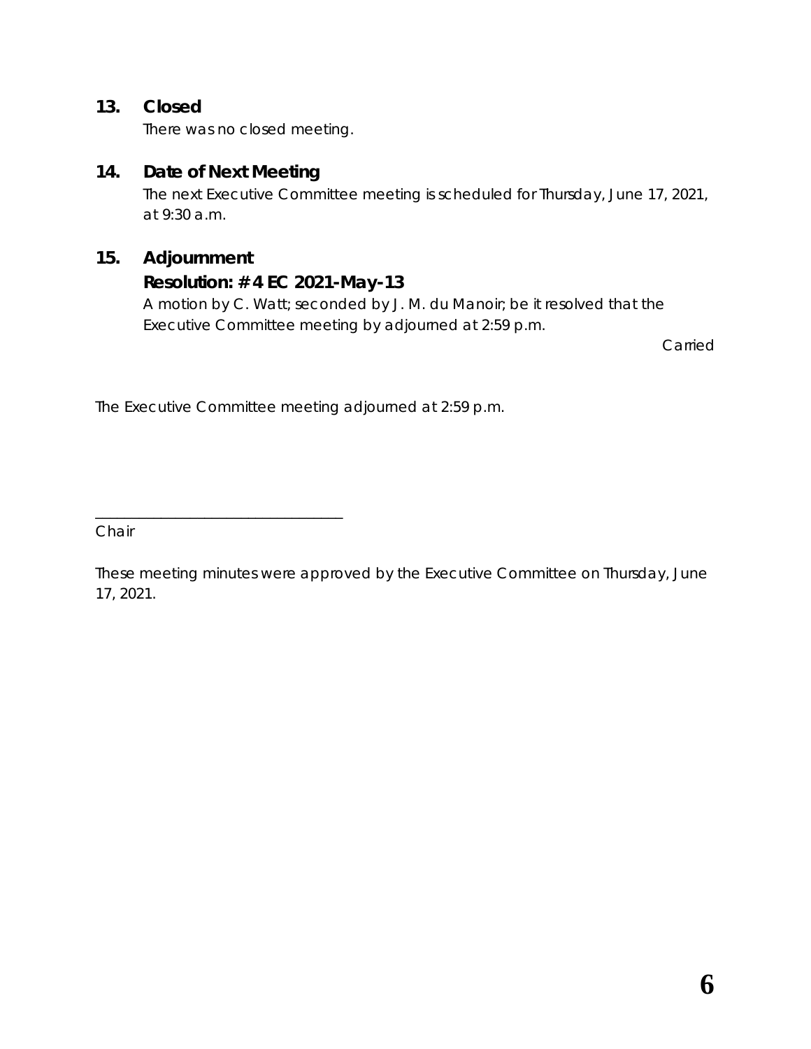## 13. Closed

There was no closed meeting.

## 14. Date of Next Meeting

The next Executive Committee meeting is scheduled for Thursday, June 17, 2021, at 9:30 a.m.

## 15. Adjournment

### Resolution: # 4 EC 2021-May-13

A motion by C. Watt; seconded by J. M. du Manoir; be it resolved that the Executive Committee meeting by adjourned at 2:59 p.m.

Carried

The Executive Committee meeting adjourned at 2:59 p.m.

\_\_\_\_\_\_\_\_\_\_\_\_\_\_\_\_\_\_\_\_\_\_\_\_\_\_\_\_\_\_\_\_

Chair

These meeting minutes were approved by the Executive Committee on Thursday, June 17, 2021.